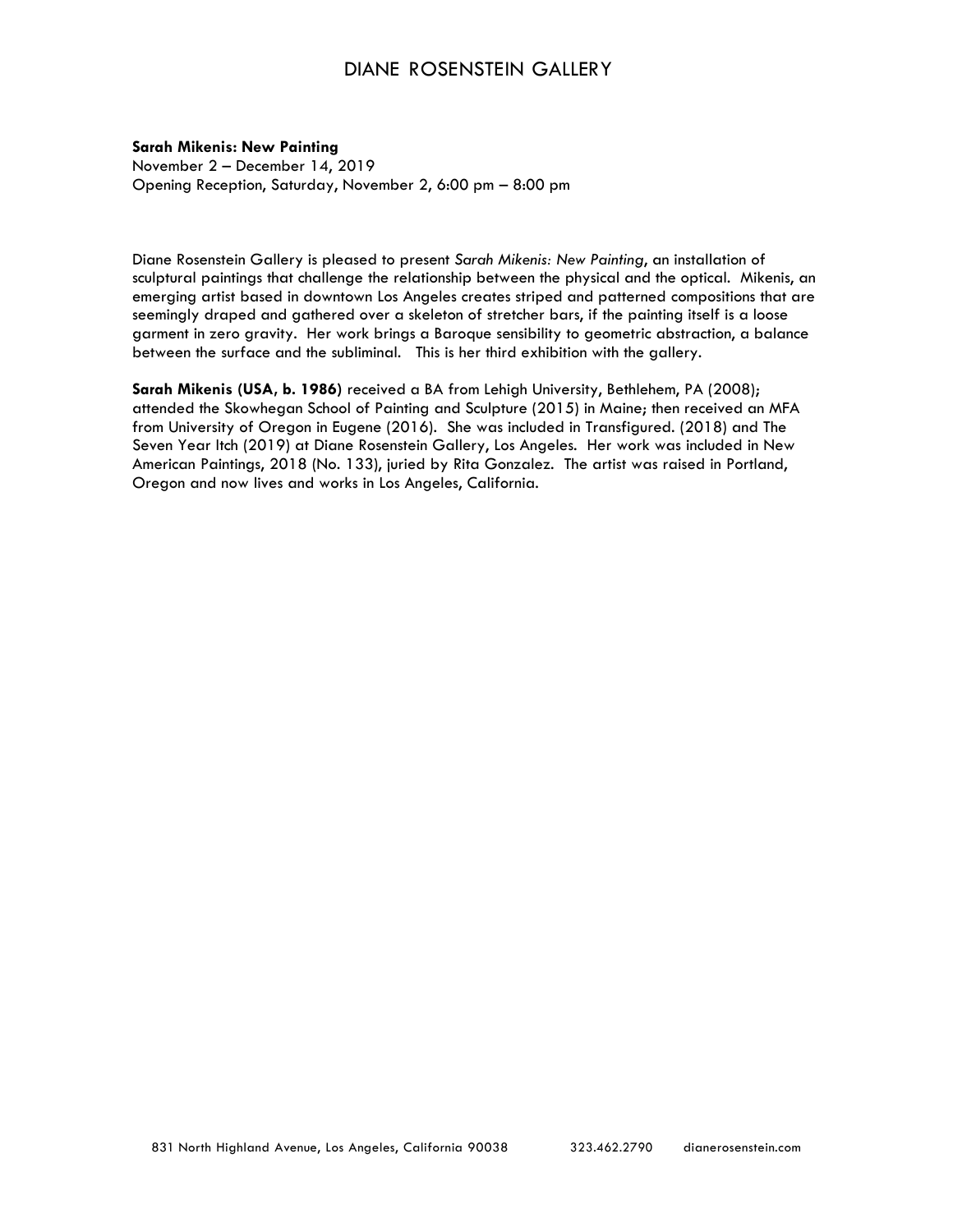# DIANE ROSENSTEIN GALLERY

**Sarah Mikenis: New Painting**
November 2 – December 14, 2019
Opening Reception, Saturday, November 2, 6:00 pm – 8:00 pm

Diane Rosenstein Gallery is pleased to present *Sarah Mikenis: New Painting*, an installation of sculptural paintings that challenge the relationship between the physical and the optical. Mikenis, an emerging artist based in downtown Los Angeles creates striped and patterned compositions that are seemingly draped and gathered over a skeleton of stretcher bars, if the painting itself is a loose garment in zero gravity. Her work brings a Baroque sensibility to geometric abstraction, a balance between the surface and the subliminal. This is her third exhibition with the gallery.

**Sarah Mikenis (USA, b. 1986)** received a BA from Lehigh University, Bethlehem, PA (2008); attended the Skowhegan School of Painting and Sculpture (2015) in Maine; then received an MFA from University of Oregon in Eugene (2016). She was included in Transfigured. (2018) and The Seven Year Itch (2019) at Diane Rosenstein Gallery, Los Angeles. Her work was included in New American Paintings, 2018 (No. 133), juried by Rita Gonzalez. The artist was raised in Portland, Oregon and now lives and works in Los Angeles, California.

831 North Highland Avenue, Los Angeles, California 90038 323.462.2790 dianerosenstein.com